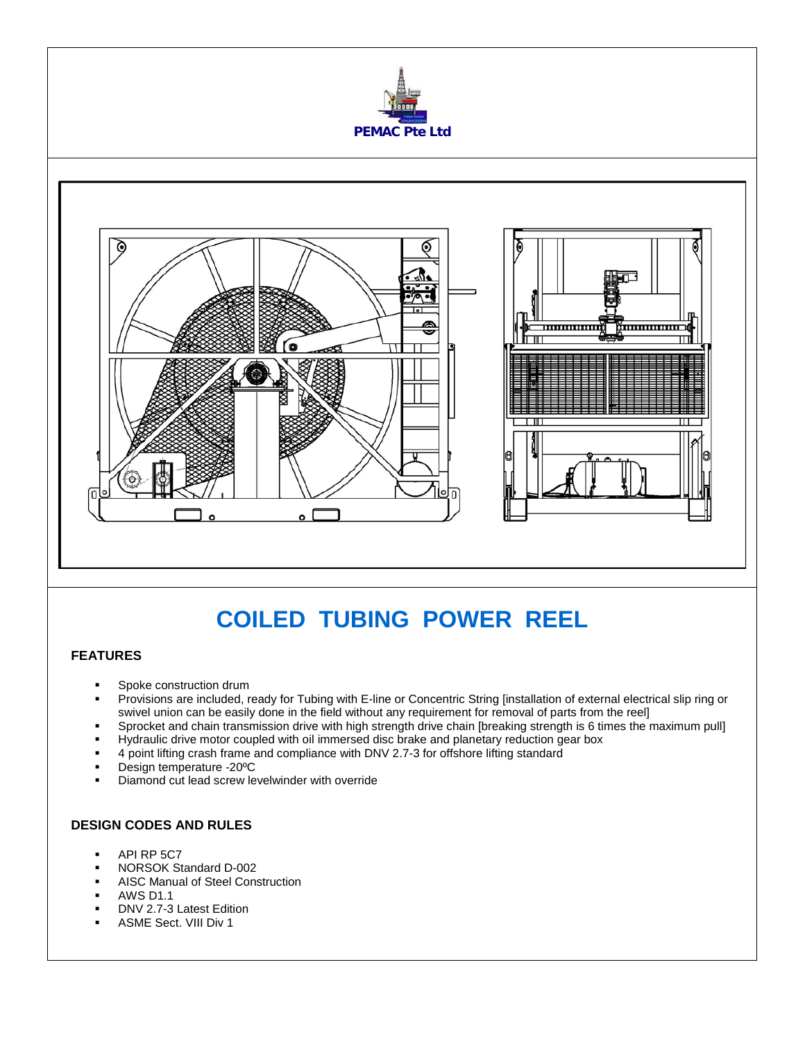PEMAC Pte Ltd

# COILED TUBING POWER REEL

## FEATURES

- Spoke construction drum
- Provisions are included, ready for Tubing with E-line or Concentric String [installation of external electrical slip ring or swivel union can be easily done in the field without any requirement for removal of parts from the reel]
- Sprocket and chain transmission drive with high strength drive chain [breaking strength is 6 times the maximum pull]
- Hydraulic drive motor coupled with oil immersed disc brake and planetary reduction gear box
- 4 point lifting crash frame and compliance with DNV 2.7-3 for offshore lifting standard
- Design temperature -20ºC
- Diamond cut lead screw levelwinder with override

## DESIGN CODES AND RULES

- API RP 5C7
- NORSOK Standard D-002
- AISC Manual of Steel Construction
- AWS D1.1
- DNV 2.7-3 Latest Edition
- ASME Sect. VIII Div 1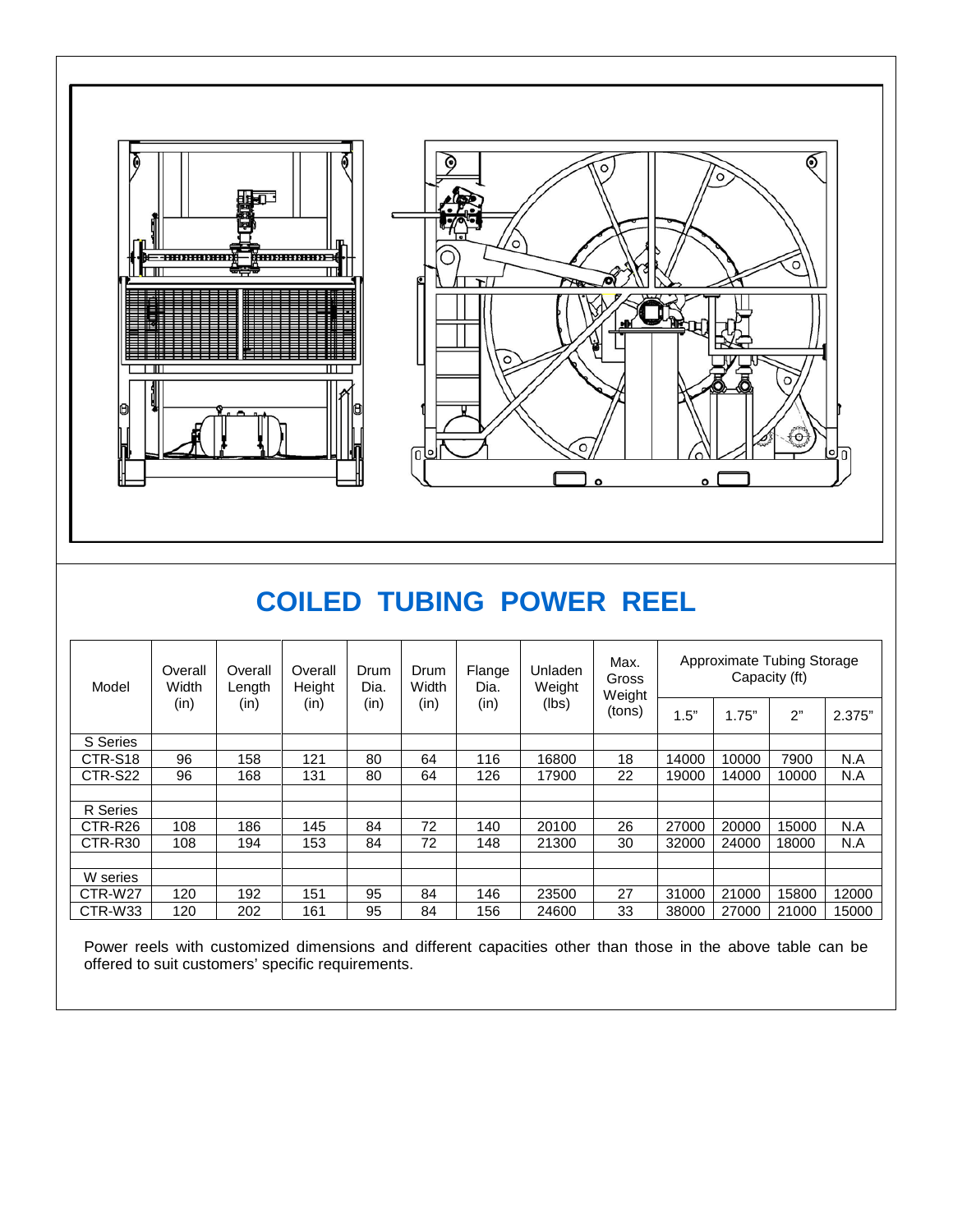# COILED TUBING POWER REEL

| Model | Overall Width (in) | Overall Length (in) | Overall Height (in) | Drum Dia. (in) | Drum Width (in) | Flange Dia. (in) | Unladen Weight (lbs) | Max. Gross Weight (tons) | Approximate Tubing Storage Capacity (ft) | | | |
|---|---|---|---|---|---|---|---|---|---|---|---|---|
| | | | | | | | | | 1.5" | 1.75" | 2" | 2.375" |
| S Series | | | | | | | | | | | | |
| CTR-S18 | 96 | 158 | 121 | 80 | 64 | 116 | 16800 | 18 | 14000 | 10000 | 7900 | N.A |
| CTR-S22 | 96 | 168 | 131 | 80 | 64 | 126 | 17900 | 22 | 19000 | 14000 | 10000 | N.A |
| | | | | | | | | | | | | |
| R Series | | | | | | | | | | | | |
| CTR-R26 | 108 | 186 | 145 | 84 | 72 | 140 | 20100 | 26 | 27000 | 20000 | 15000 | N.A |
| CTR-R30 | 108 | 194 | 153 | 84 | 72 | 148 | 21300 | 30 | 32000 | 24000 | 18000 | N.A |
| | | | | | | | | | | | | |
| W series | | | | | | | | | | | | |
| CTR-W27 | 120 | 192 | 151 | 95 | 84 | 146 | 23500 | 27 | 31000 | 21000 | 15800 | 12000 |
| CTR-W33 | 120 | 202 | 161 | 95 | 84 | 156 | 24600 | 33 | 38000 | 27000 | 21000 | 15000 |

Power reels with customized dimensions and different capacities other than those in the above table can be offered to suit customers' specific requirements.